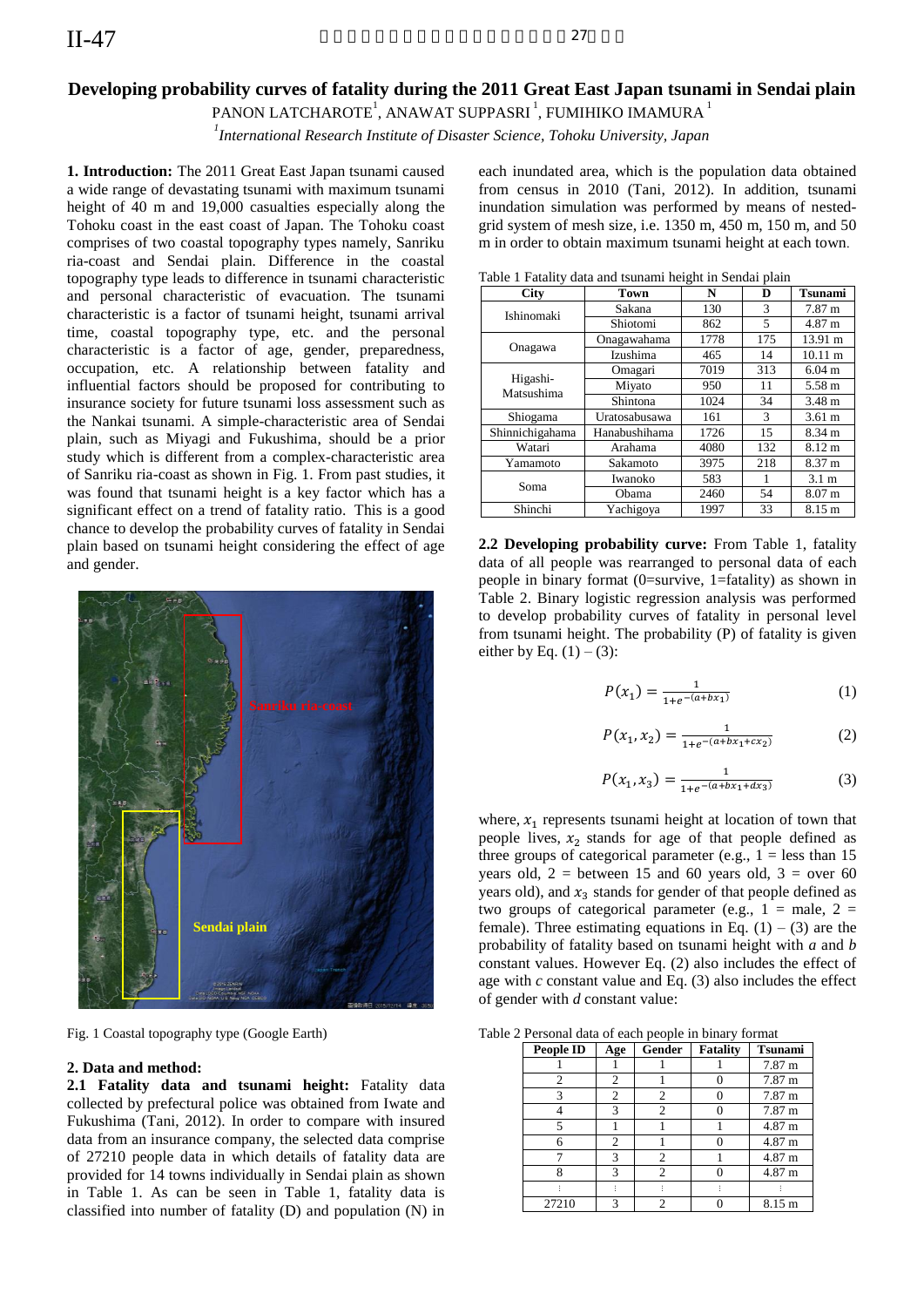# Developing probability curves of fatality during the 2011 Great East Japan tsunami in Sendai plain

PANON LATCHAROTE[1], ANAWAT SUPPASRI[1], FUMIHIKO IMAMURA[1]

[1]*International Research Institute of Disaster Science, Tohoku University, Japan*

**1. Introduction:** The 2011 Great East Japan tsunami caused a wide range of devastating tsunami with maximum tsunami height of 40 m and 19,000 casualties especially along the Tohoku coast in the east coast of Japan. The Tohoku coast comprises of two coastal topography types namely, Sanriku ria-coast and Sendai plain. Difference in the coastal topography type leads to difference in tsunami characteristic and personal characteristic of evacuation. The tsunami characteristic is a factor of tsunami height, tsunami arrival time, coastal topography type, etc. and the personal characteristic is a factor of age, gender, preparedness, occupation, etc. A relationship between fatality and influential factors should be proposed for contributing to insurance society for future tsunami loss assessment such as the Nankai tsunami. A simple-characteristic area of Sendai plain, such as Miyagi and Fukushima, should be a prior study which is different from a complex-characteristic area of Sanriku ria-coast as shown in Fig. 1. From past studies, it was found that tsunami height is a key factor which has a significant effect on a trend of fatality ratio. This is a good chance to develop the probability curves of fatality in Sendai plain based on tsunami height considering the effect of age and gender.

Fig. 1 Coastal topography type (Google Earth)

**2. Data and method:**

**2.1 Fatality data and tsunami height:** Fatality data collected by prefectural police was obtained from Iwate and Fukushima (Tani, 2012). In order to compare with insured data from an insurance company, the selected data comprise of 27210 people data in which details of fatality data are provided for 14 towns individually in Sendai plain as shown in Table 1. As can be seen in Table 1, fatality data is classified into number of fatality (D) and population (N) in each inundated area, which is the population data obtained from census in 2010 (Tani, 2012). In addition, tsunami inundation simulation was performed by means of nested-grid system of mesh size, i.e. 1350 m, 450 m, 150 m, and 50 m in order to obtain maximum tsunami height at each town.

Table 1 Fatality data and tsunami height in Sendai plain

| City | Town | N | D | Tsunami |
|---|---|---|---|---|
| Ishinomaki | Sakana | 130 | 3 | 7.87 m |
| | Shiotomi | 862 | 5 | 4.87 m |
| Onagawa | Onagawahama | 1778 | 175 | 13.91 m |
| | Izushima | 465 | 14 | 10.11 m |
| Higashi-Matsushima | Omagari | 7019 | 313 | 6.04 m |
| | Miyato | 950 | 11 | 5.58 m |
| | Shintona | 1024 | 34 | 3.48 m |
| Shiogama | Uratosabusawa | 161 | 3 | 3.61 m |
| Shinnichigahama | Hanabushihama | 1726 | 15 | 8.34 m |
| Watari | Arahama | 4080 | 132 | 8.12 m |
| Yamamoto | Sakamoto | 3975 | 218 | 8.37 m |
| Soma | Iwanoko | 583 | 1 | 3.1 m |
| | Obama | 2460 | 54 | 8.07 m |
| Shinchi | Yachigoya | 1997 | 33 | 8.15 m |

**2.2 Developing probability curve:** From Table 1, fatality data of all people was rearranged to personal data of each people in binary format (0=survive, 1=fatality) as shown in Table 2. Binary logistic regression analysis was performed to develop probability curves of fatality in personal level from tsunami height. The probability (P) of fatality is given either by Eq. (1) – (3):

$$P(x_1) = \frac{1}{1+e^{-(a+bx_1)}} \tag{1}$$

$$P(x_1, x_2) = \frac{1}{1+e^{-(a+bx_1+cx_2)}} \tag{2}$$

$$P(x_1, x_3) = \frac{1}{1+e^{-(a+bx_1+dx_3)}} \tag{3}$$

where, $x_1$ represents tsunami height at location of town that people lives, $x_2$ stands for age of that people defined as three groups of categorical parameter (e.g., 1 = less than 15 years old, 2 = between 15 and 60 years old, 3 = over 60 years old), and $x_3$ stands for gender of that people defined as two groups of categorical parameter (e.g., 1 = male, 2 = female). Three estimating equations in Eq. (1) – (3) are the probability of fatality based on tsunami height with *a* and *b* constant values. However Eq. (2) also includes the effect of age with *c* constant value and Eq. (3) also includes the effect of gender with *d* constant value:

Table 2 Personal data of each people in binary format

| People ID | Age | Gender | Fatality | Tsunami |
|---|---|---|---|---|
| 1 | 1 | 1 | 1 | 7.87 m |
| 2 | 2 | 1 | 0 | 7.87 m |
| 3 | 2 | 2 | 0 | 7.87 m |
| 4 | 3 | 2 | 0 | 7.87 m |
| 5 | 1 | 1 | 1 | 4.87 m |
| 6 | 2 | 1 | 0 | 4.87 m |
| 7 | 3 | 2 | 1 | 4.87 m |
| 8 | 3 | 2 | 0 | 4.87 m |
| ⋮ | ⋮ | ⋮ | ⋮ | ⋮ |
| 27210 | 3 | 2 | 0 | 8.15 m |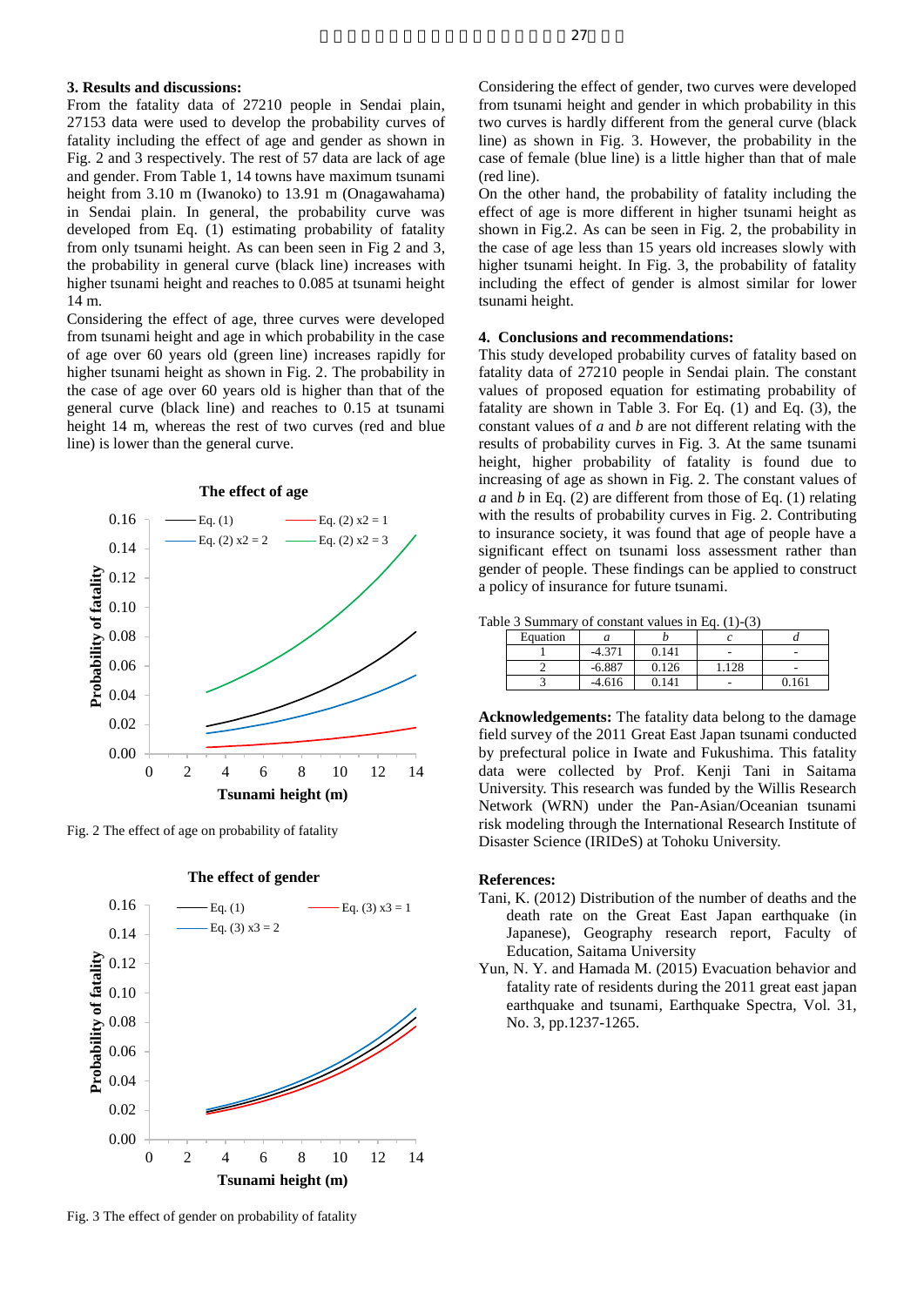### 3. Results and discussions:

From the fatality data of 27210 people in Sendai plain, 27153 data were used to develop the probability curves of fatality including the effect of age and gender as shown in Fig. 2 and 3 respectively. The rest of 57 data are lack of age and gender. From Table 1, 14 towns have maximum tsunami height from 3.10 m (Iwanoko) to 13.91 m (Onagawahama) in Sendai plain. In general, the probability curve was developed from Eq. (1) estimating probability of fatality from only tsunami height. As can been seen in Fig 2 and 3, the probability in general curve (black line) increases with higher tsunami height and reaches to 0.085 at tsunami height 14 m.

Considering the effect of age, three curves were developed from tsunami height and age in which probability in the case of age over 60 years old (green line) increases rapidly for higher tsunami height as shown in Fig. 2. The probability in the case of age over 60 years old is higher than that of the general curve (black line) and reaches to 0.15 at tsunami height 14 m, whereas the rest of two curves (red and blue line) is lower than the general curve.

The effect of age

Probability of fatality

0.16
0.14
0.12
0.10
0.08
0.06
0.04
0.02
0.00

0 2 4 6 8 10 12 14

Tsunami height (m)

Eq. (1)
Eq. (2) x2 = 1
Eq. (2) x2 = 2
Eq. (2) x2 = 3

Fig. 2 The effect of age on probability of fatality

The effect of gender

Probability of fatality

0.16
0.14
0.12
0.10
0.08
0.06
0.04
0.02
0.00

0 2 4 6 8 10 12 14

Tsunami height (m)

Eq. (1)
Eq. (3) x3 = 1
Eq. (3) x3 = 2

Fig. 3 The effect of gender on probability of fatality

Considering the effect of gender, two curves were developed from tsunami height and gender in which probability in this two curves is hardly different from the general curve (black line) as shown in Fig. 3. However, the probability in the case of female (blue line) is a little higher than that of male (red line).

On the other hand, the probability of fatality including the effect of age is more different in higher tsunami height as shown in Fig.2. As can be seen in Fig. 2, the probability in the case of age less than 15 years old increases slowly with higher tsunami height. In Fig. 3, the probability of fatality including the effect of gender is almost similar for lower tsunami height.

### 4. Conclusions and recommendations:

This study developed probability curves of fatality based on fatality data of 27210 people in Sendai plain. The constant values of proposed equation for estimating probability of fatality are shown in Table 3. For Eq. (1) and Eq. (3), the constant values of *a* and *b* are not different relating with the results of probability curves in Fig. 3. At the same tsunami height, higher probability of fatality is found due to increasing of age as shown in Fig. 2. The constant values of *a* and *b* in Eq. (2) are different from those of Eq. (1) relating with the results of probability curves in Fig. 2. Contributing to insurance society, it was found that age of people have a significant effect on tsunami loss assessment rather than gender of people. These findings can be applied to construct a policy of insurance for future tsunami.

Table 3 Summary of constant values in Eq. (1)-(3)

| Equation | *a* | *b* | *c* | *d* |
|---|---|---|---|---|
| 1 | -4.371 | 0.141 | - | - |
| 2 | -6.887 | 0.126 | 1.128 | - |
| 3 | -4.616 | 0.141 | - | 0.161 |

**Acknowledgements:** The fatality data belong to the damage field survey of the 2011 Great East Japan tsunami conducted by prefectural police in Iwate and Fukushima. This fatality data were collected by Prof. Kenji Tani in Saitama University. This research was funded by the Willis Research Network (WRN) under the Pan-Asian/Oceanian tsunami risk modeling through the International Research Institute of Disaster Science (IRIDeS) at Tohoku University.

**References:**

Tani, K. (2012) Distribution of the number of deaths and the death rate on the Great East Japan earthquake (in Japanese), Geography research report, Faculty of Education, Saitama University

Yun, N. Y. and Hamada M. (2015) Evacuation behavior and fatality rate of residents during the 2011 great east japan earthquake and tsunami, Earthquake Spectra, Vol. 31, No. 3, pp.1237-1265.